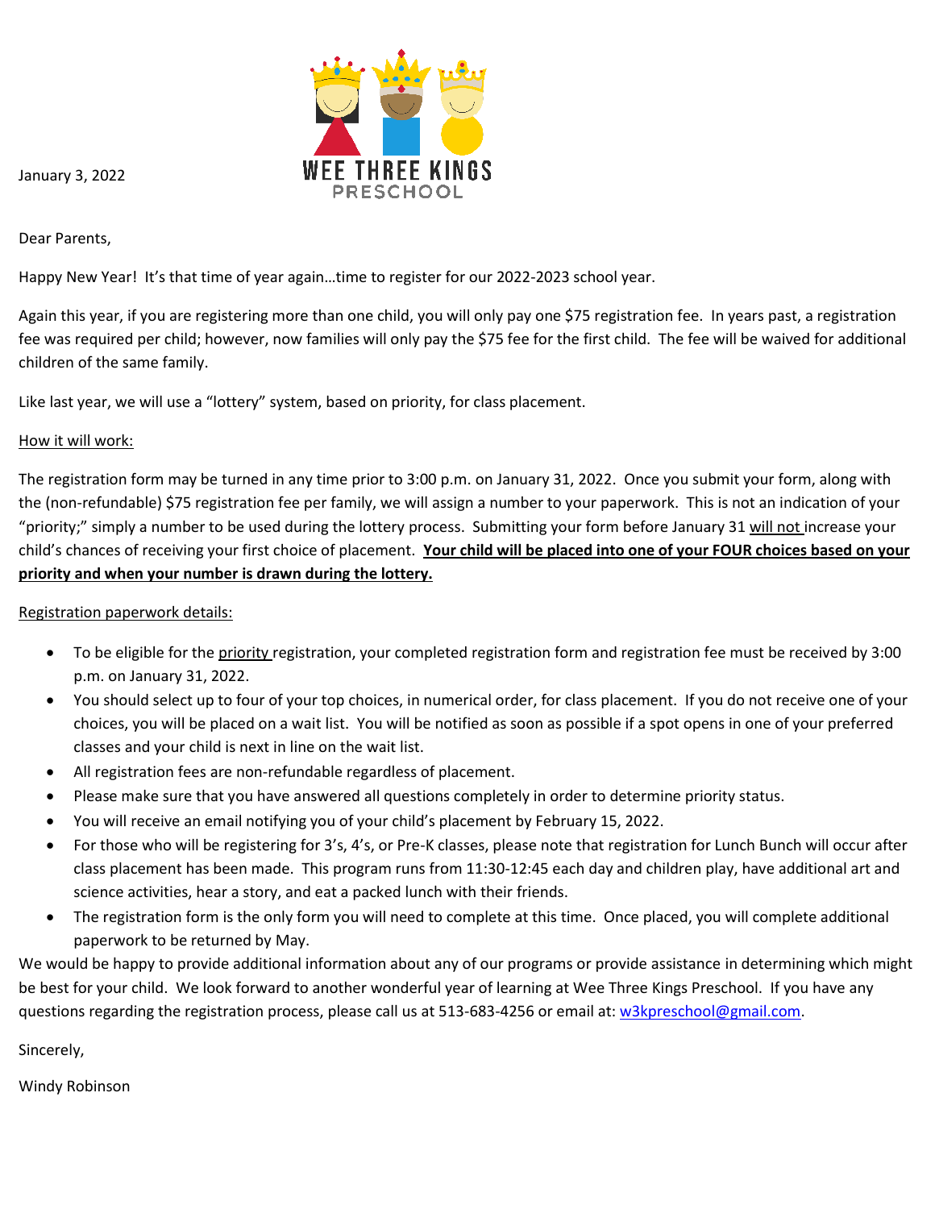January 3, 2022

WEE THREE KINGS PRESCHOOL

Dear Parents,

Happy New Year! It's that time of year again…time to register for our 2022-2023 school year.

Again this year, if you are registering more than one child, you will only pay one $75 registration fee. In years past, a registration fee was required per child; however, now families will only pay the $75 fee for the first child. The fee will be waived for additional children of the same family.

Like last year, we will use a "lottery" system, based on priority, for class placement.

How it will work:

The registration form may be turned in any time prior to 3:00 p.m. on January 31, 2022. Once you submit your form, along with the (non-refundable) $75 registration fee per family, we will assign a number to your paperwork. This is not an indication of your "priority;" simply a number to be used during the lottery process. Submitting your form before January 31 will not increase your child's chances of receiving your first choice of placement. **Your child will be placed into one of your FOUR choices based on your priority and when your number is drawn during the lottery.**

Registration paperwork details:

- To be eligible for the priority registration, your completed registration form and registration fee must be received by 3:00 p.m. on January 31, 2022.
- You should select up to four of your top choices, in numerical order, for class placement. If you do not receive one of your choices, you will be placed on a wait list. You will be notified as soon as possible if a spot opens in one of your preferred classes and your child is next in line on the wait list.
- All registration fees are non-refundable regardless of placement.
- Please make sure that you have answered all questions completely in order to determine priority status.
- You will receive an email notifying you of your child's placement by February 15, 2022.
- For those who will be registering for 3's, 4's, or Pre-K classes, please note that registration for Lunch Bunch will occur after class placement has been made. This program runs from 11:30-12:45 each day and children play, have additional art and science activities, hear a story, and eat a packed lunch with their friends.
- The registration form is the only form you will need to complete at this time. Once placed, you will complete additional paperwork to be returned by May.

We would be happy to provide additional information about any of our programs or provide assistance in determining which might be best for your child. We look forward to another wonderful year of learning at Wee Three Kings Preschool. If you have any questions regarding the registration process, please call us at 513-683-4256 or email at: w3kpreschool@gmail.com.

Sincerely,

Windy Robinson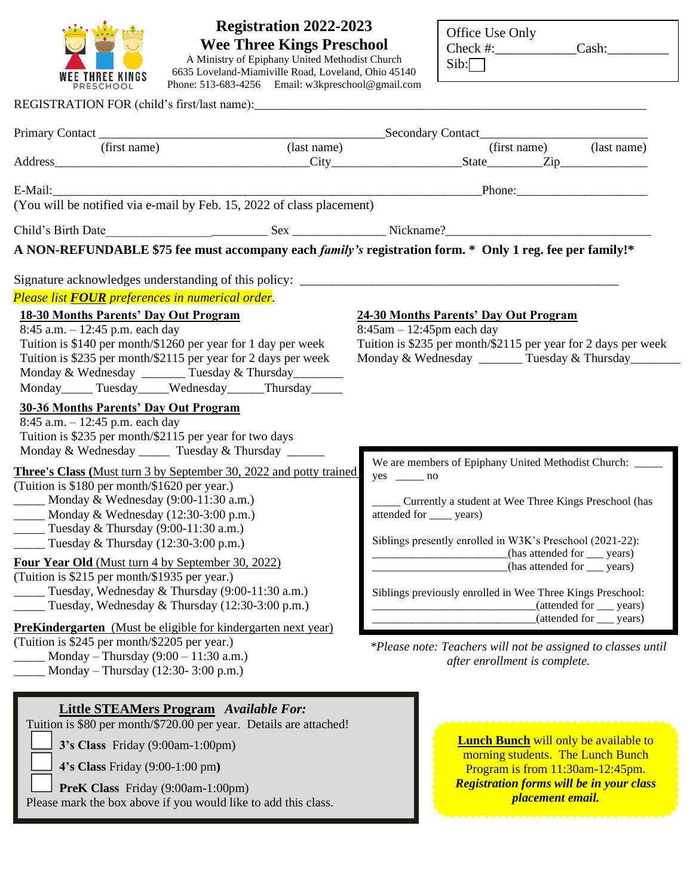# Registration 2022-2023

## Wee Three Kings Preschool

A Ministry of Epiphany United Methodist Church
6635 Loveland-Miamiville Road, Loveland, Ohio 45140
Phone: 513-683-4256 Email: w3kpreschool@gmail.com

Office Use Only
Check #:____________Cash:_________
Sib: ☐

REGISTRATION FOR (child's first/last name):_______________________________________________

Primary Contact ____________________________________________Secondary Contact_________________________
(first name) (last name) (first name) (last name)

Address______________________________________City____________________State________Zip_____________

E-Mail:__________________________________________________________________Phone:____________________

(You will be notified via e-mail by Feb. 15, 2022 of class placement)

Child's Birth Date__________________________ Sex ______________ Nickname?______________________________

**A NON-REFUNDABLE $75 fee must accompany each *family's* registration form. * Only 1 reg. fee per family!***

Signature acknowledges understanding of this policy: _________________________________________________

*Please list **FOUR** preferences in numerical order*.

**18-30 Months Parents' Day Out Program**
8:45 a.m. – 12:45 p.m. each day
Tuition is $140 per month/$1260 per year for 1 day per week
Tuition is $235 per month/$2115 per year for 2 days per week
Monday & Wednesday _______ Tuesday & Thursday________
Monday_____ Tuesday_____Wednesday______Thursday_____

**30-36 Months Parents' Day Out Program**
8:45 a.m. – 12:45 p.m. each day
Tuition is $235 per month/$2115 per year for two days
Monday & Wednesday _____ Tuesday & Thursday ______

**Three's Class (**Must turn 3 by September 30, 2022 and potty trained)
(Tuition is $180 per month/$1620 per year.)
_____ Monday & Wednesday (9:00-11:30 a.m.)
_____ Monday & Wednesday (12:30-3:00 p.m.)
_____ Tuesday & Thursday (9:00-11:30 a.m.)
_____ Tuesday & Thursday (12:30-3:00 p.m.)

**Four Year Old** (Must turn 4 by September 30, 2022)
(Tuition is $215 per month/$1935 per year.)
_____ Tuesday, Wednesday & Thursday (9:00-11:30 a.m.)
_____ Tuesday, Wednesday & Thursday (12:30-3:00 p.m.)

**PreKindergarten** (Must be eligible for kindergarten next year)
(Tuition is $245 per month/$2205 per year.)
_____ Monday – Thursday (9:00 – 11:30 a.m.)
_____ Monday – Thursday (12:30- 3:00 p.m.)

**24-30 Months Parents' Day Out Program**
8:45am – 12:45pm each day
Tuition is $235 per month/$2115 per year for 2 days per week
Monday & Wednesday _______ Tuesday & Thursday________

We are members of Epiphany United Methodist Church: _____ yes _____ no

_____ Currently a student at Wee Three Kings Preschool (has attended for ____ years)

Siblings presently enrolled in W3K's Preschool (2021-22):
_______________________(has attended for ___ years)
_______________________(has attended for ___ years)

Siblings previously enrolled in Wee Three Kings Preschool:
____________________________(attended for ___ years)
____________________________(attended for ___ years)

**Please note: Teachers will not be assigned to classes until after enrollment is complete.*

**Little STEAMers Program** *Available For:*
Tuition is $80 per month/$720.00 per year. Details are attached!
☐ **3's Class** Friday (9:00am-1:00pm)
☐ **4's Class** Friday (9:00-1:00 pm)
☐ **PreK Class** Friday (9:00am-1:00pm)
Please mark the box above if you would like to add this class.

**Lunch Bunch** will only be available to morning students. The Lunch Bunch Program is from 11:30am-12:45pm. ***Registration forms will be in your class placement email.***